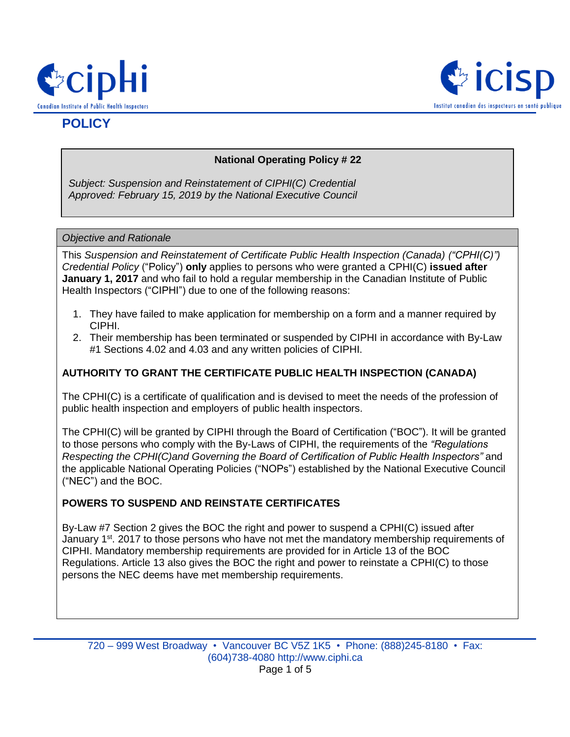## POLICY

**National Operating Policy # 22**

*Subject: Suspension and Reinstatement of CIPHI(C) Credential*
*Approved: February 15, 2019 by the National Executive Council*

*Objective and Rationale*

This *Suspension and Reinstatement of Certificate Public Health Inspection (Canada) ("CPHI(C)") Credential Policy* ("Policy") **only** applies to persons who were granted a CPHI(C) **issued after January 1, 2017** and who fail to hold a regular membership in the Canadian Institute of Public Health Inspectors ("CIPHI") due to one of the following reasons:

1. They have failed to make application for membership on a form and a manner required by CIPHI.
2. Their membership has been terminated or suspended by CIPHI in accordance with By-Law #1 Sections 4.02 and 4.03 and any written policies of CIPHI.

**AUTHORITY TO GRANT THE CERTIFICATE PUBLIC HEALTH INSPECTION (CANADA)**

The CPHI(C) is a certificate of qualification and is devised to meet the needs of the profession of public health inspection and employers of public health inspectors.

The CPHI(C) will be granted by CIPHI through the Board of Certification ("BOC"). It will be granted to those persons who comply with the By-Laws of CIPHI, the requirements of the *"Regulations Respecting the CPHI(C)and Governing the Board of Certification of Public Health Inspectors"* and the applicable National Operating Policies ("NOPs") established by the National Executive Council ("NEC") and the BOC.

**POWERS TO SUSPEND AND REINSTATE CERTIFICATES**

By-Law #7 Section 2 gives the BOC the right and power to suspend a CPHI(C) issued after January 1st. 2017 to those persons who have not met the mandatory membership requirements of CIPHI. Mandatory membership requirements are provided for in Article 13 of the BOC Regulations. Article 13 also gives the BOC the right and power to reinstate a CPHI(C) to those persons the NEC deems have met membership requirements.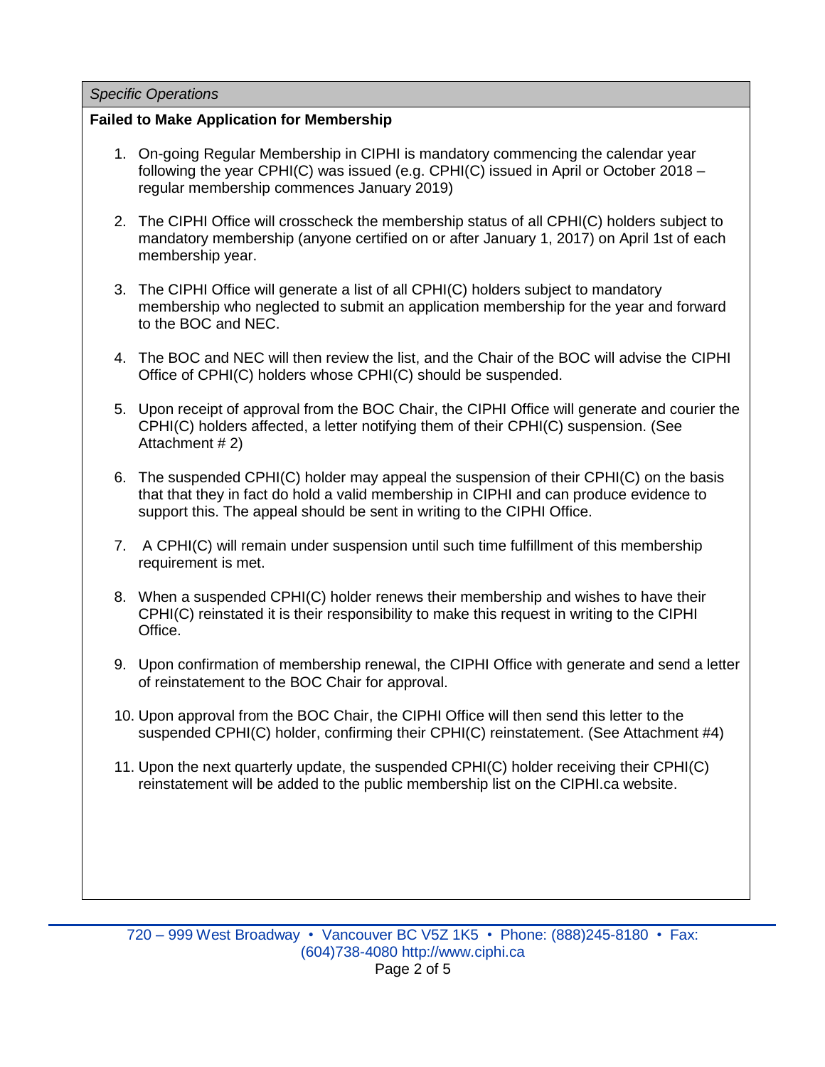*Specific Operations*

**Failed to Make Application for Membership**

1. On-going Regular Membership in CIPHI is mandatory commencing the calendar year following the year CPHI(C) was issued (e.g. CPHI(C) issued in April or October 2018 – regular membership commences January 2019)

2. The CIPHI Office will crosscheck the membership status of all CPHI(C) holders subject to mandatory membership (anyone certified on or after January 1, 2017) on April 1st of each membership year.

3. The CIPHI Office will generate a list of all CPHI(C) holders subject to mandatory membership who neglected to submit an application membership for the year and forward to the BOC and NEC.

4. The BOC and NEC will then review the list, and the Chair of the BOC will advise the CIPHI Office of CPHI(C) holders whose CPHI(C) should be suspended.

5. Upon receipt of approval from the BOC Chair, the CIPHI Office will generate and courier the CPHI(C) holders affected, a letter notifying them of their CPHI(C) suspension. (See Attachment # 2)

6. The suspended CPHI(C) holder may appeal the suspension of their CPHI(C) on the basis that that they in fact do hold a valid membership in CIPHI and can produce evidence to support this. The appeal should be sent in writing to the CIPHI Office.

7. A CPHI(C) will remain under suspension until such time fulfillment of this membership requirement is met.

8. When a suspended CPHI(C) holder renews their membership and wishes to have their CPHI(C) reinstated it is their responsibility to make this request in writing to the CIPHI Office.

9. Upon confirmation of membership renewal, the CIPHI Office with generate and send a letter of reinstatement to the BOC Chair for approval.

10. Upon approval from the BOC Chair, the CIPHI Office will then send this letter to the suspended CPHI(C) holder, confirming their CPHI(C) reinstatement. (See Attachment #4)

11. Upon the next quarterly update, the suspended CPHI(C) holder receiving their CPHI(C) reinstatement will be added to the public membership list on the CIPHI.ca website.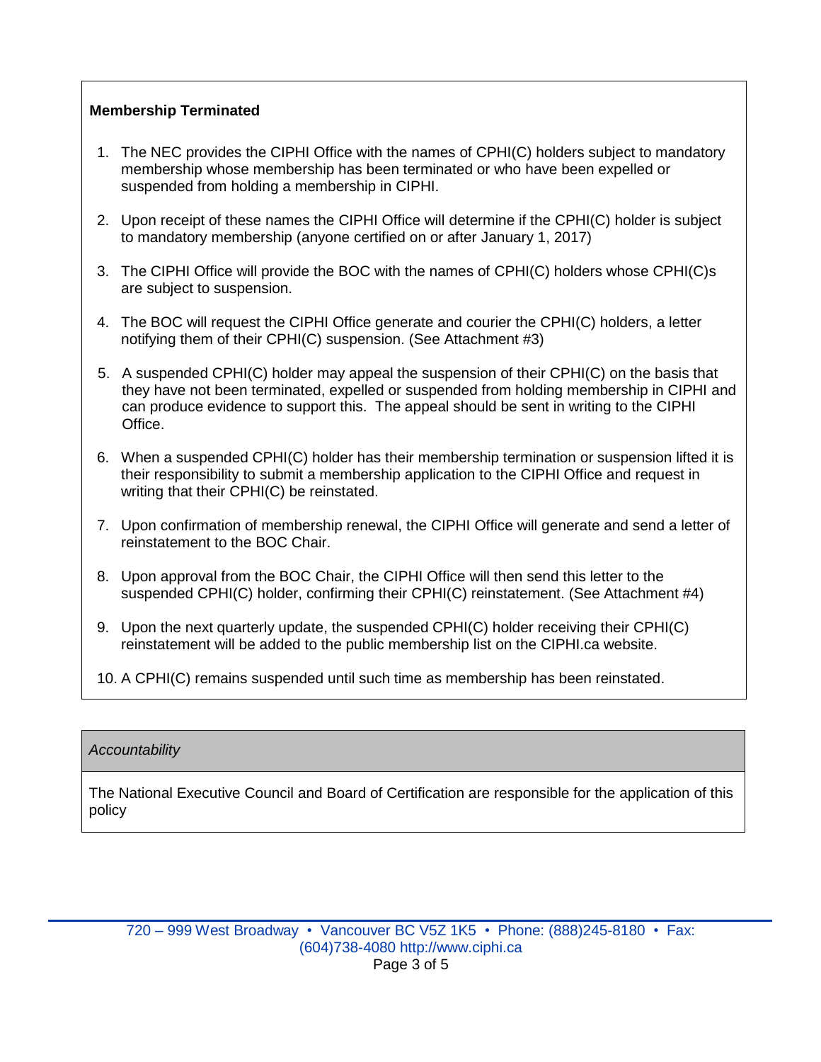**Membership Terminated**

1. The NEC provides the CIPHI Office with the names of CPHI(C) holders subject to mandatory membership whose membership has been terminated or who have been expelled or suspended from holding a membership in CIPHI.
2. Upon receipt of these names the CIPHI Office will determine if the CPHI(C) holder is subject to mandatory membership (anyone certified on or after January 1, 2017)
3. The CIPHI Office will provide the BOC with the names of CPHI(C) holders whose CPHI(C)s are subject to suspension.
4. The BOC will request the CIPHI Office generate and courier the CPHI(C) holders, a letter notifying them of their CPHI(C) suspension. (See Attachment #3)
5. A suspended CPHI(C) holder may appeal the suspension of their CPHI(C) on the basis that they have not been terminated, expelled or suspended from holding membership in CIPHI and can produce evidence to support this. The appeal should be sent in writing to the CIPHI Office.
6. When a suspended CPHI(C) holder has their membership termination or suspension lifted it is their responsibility to submit a membership application to the CIPHI Office and request in writing that their CPHI(C) be reinstated.
7. Upon confirmation of membership renewal, the CIPHI Office will generate and send a letter of reinstatement to the BOC Chair.
8. Upon approval from the BOC Chair, the CIPHI Office will then send this letter to the suspended CPHI(C) holder, confirming their CPHI(C) reinstatement. (See Attachment #4)
9. Upon the next quarterly update, the suspended CPHI(C) holder receiving their CPHI(C) reinstatement will be added to the public membership list on the CIPHI.ca website.
10. A CPHI(C) remains suspended until such time as membership has been reinstated.

*Accountability*

The National Executive Council and Board of Certification are responsible for the application of this policy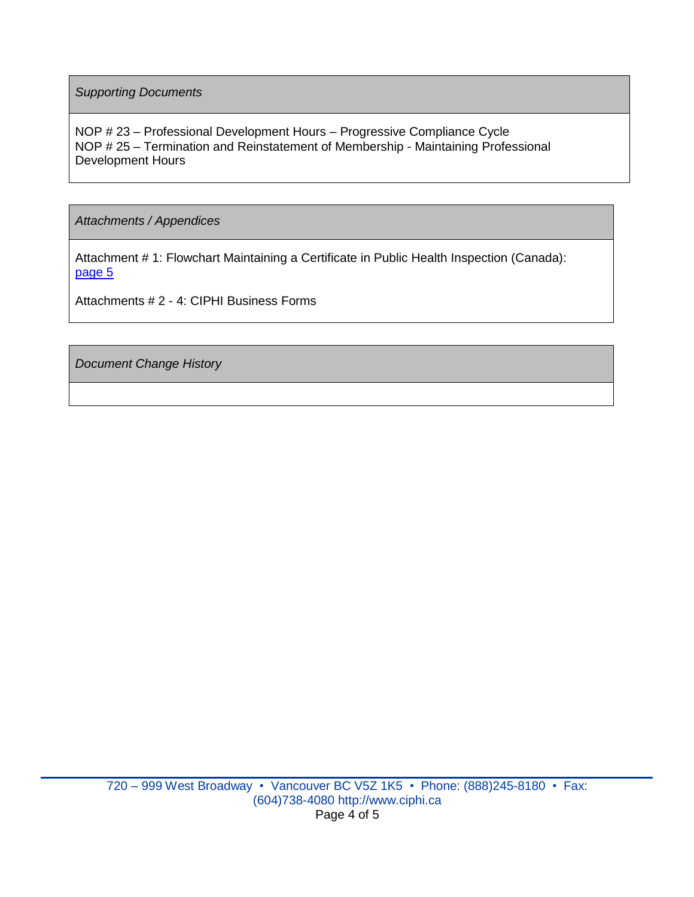| *Supporting Documents* |
| --- |
| NOP # 23 – Professional Development Hours – Progressive Compliance Cycle<br>NOP # 25 – Termination and Reinstatement of Membership - Maintaining Professional Development Hours |

| *Attachments / Appendices* |
| --- |
| Attachment # 1: Flowchart Maintaining a Certificate in Public Health Inspection (Canada): page 5<br><br>Attachments # 2 - 4: CIPHI Business Forms |

| *Document Change History* |
| --- |
| |

720 – 999 West Broadway • Vancouver BC V5Z 1K5 • Phone: (888)245-8180 • Fax: (604)738-4080 http://www.ciphi.ca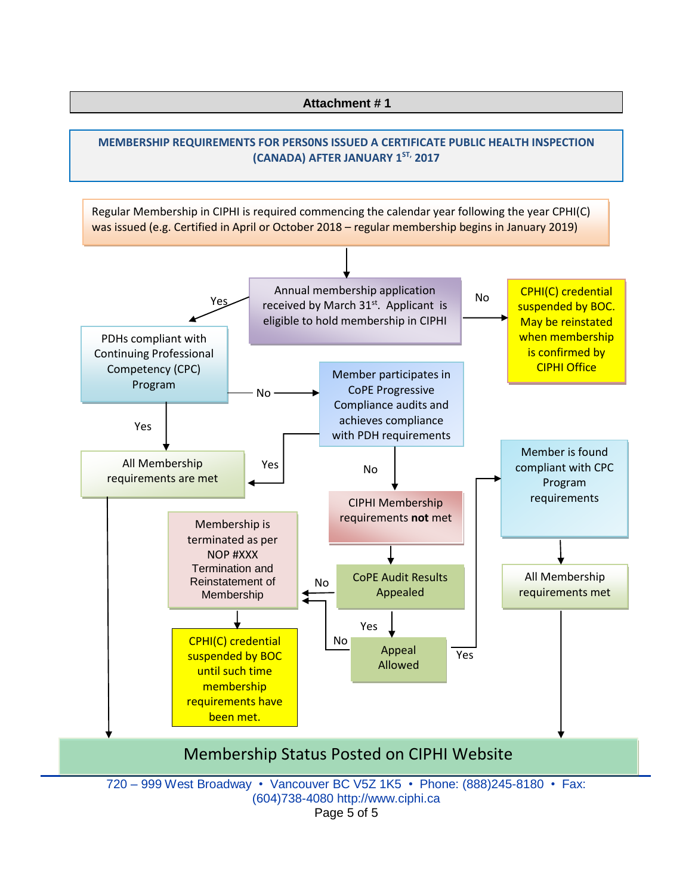**Attachment # 1**

## MEMBERSHIP REQUIREMENTS FOR PERSONS ISSUED A CERTIFICATE PUBLIC HEALTH INSPECTION (CANADA) AFTER JANUARY 1ST, 2017

Regular Membership in CIPHI is required commencing the calendar year following the year CPHI(C) was issued (e.g. Certified in April or October 2018 – regular membership begins in January 2019)

Annual membership application received by March 31st. Applicant is eligible to hold membership in CIPHI

Yes

No

CPHI(C) credential suspended by BOC. May be reinstated when membership is confirmed by CIPHI Office

PDHs compliant with Continuing Professional Competency (CPC) Program

No

Member participates in CoPE Progressive Compliance audits and achieves compliance with PDH requirements

Yes

All Membership requirements are met

Yes

No

Member is found compliant with CPC Program requirements

CIPHI Membership requirements **not** met

Membership is terminated as per NOP #XXX Termination and Reinstatement of Membership

No

CoPE Audit Results Appealed

All Membership requirements met

Yes

No

Appeal Allowed

Yes

CPHI(C) credential suspended by BOC until such time membership requirements have been met.

Membership Status Posted on CIPHI Website

720 – 999 West Broadway • Vancouver BC V5Z 1K5 • Phone: (888)245-8180 • Fax: (604)738-4080 http://www.ciphi.ca